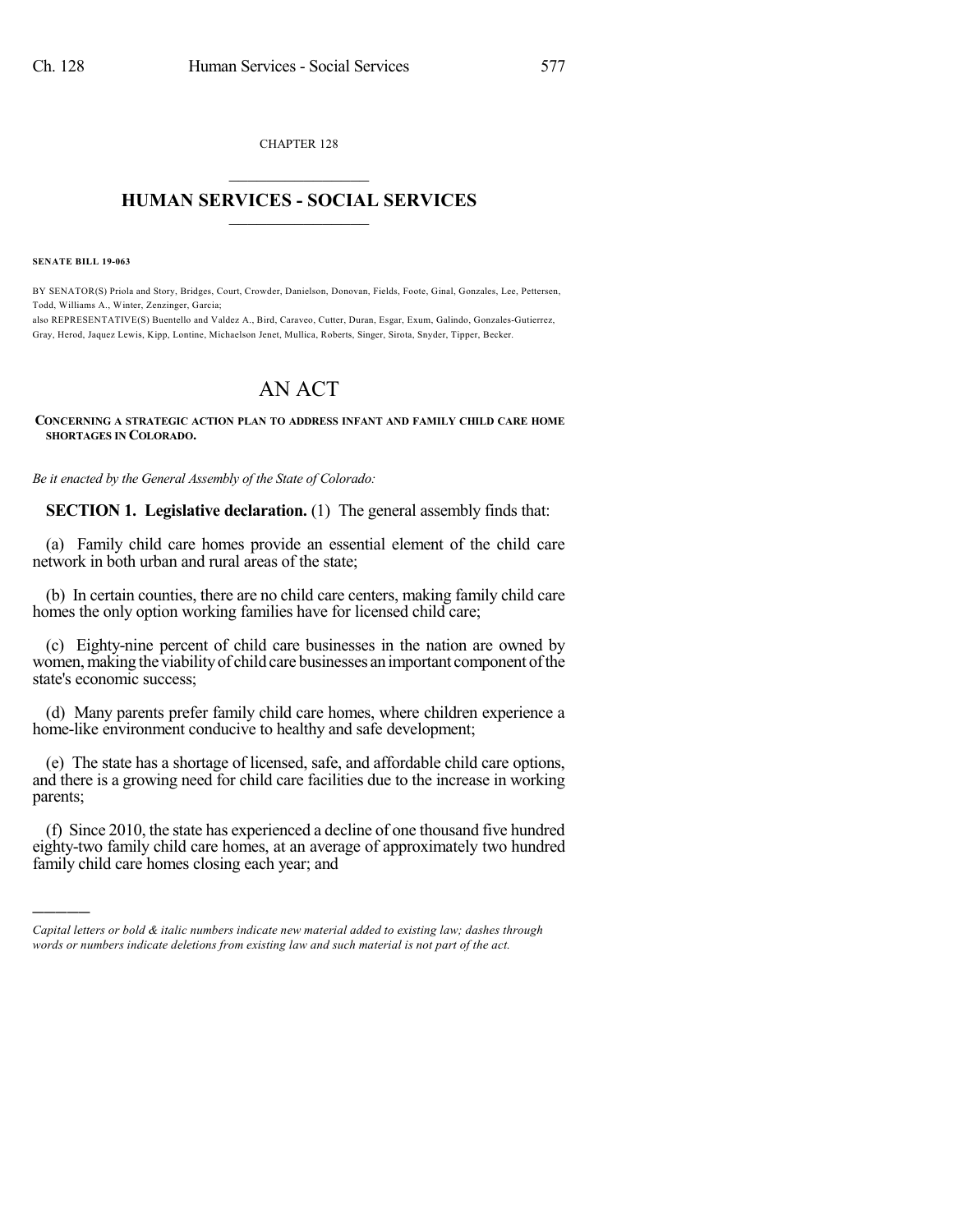CHAPTER 128

# HUMAN SERVICES - SOCIAL SERVICES

**SENATE BILL 19-063**

BY SENATOR(S) Priola and Story, Bridges, Court, Crowder, Danielson, Donovan, Fields, Foote, Ginal, Gonzales, Lee, Pettersen, Todd, Williams A., Winter, Zenzinger, Garcia;
also REPRESENTATIVE(S) Buentello and Valdez A., Bird, Caraveo, Cutter, Duran, Esgar, Exum, Galindo, Gonzales-Gutierrez, Gray, Herod, Jaquez Lewis, Kipp, Lontine, Michaelson Jenet, Mullica, Roberts, Singer, Sirota, Snyder, Tipper, Becker.

# AN ACT

**CONCERNING A STRATEGIC ACTION PLAN TO ADDRESS INFANT AND FAMILY CHILD CARE HOME SHORTAGES IN COLORADO.**

*Be it enacted by the General Assembly of the State of Colorado:*

**SECTION 1. Legislative declaration.** (1) The general assembly finds that:

(a) Family child care homes provide an essential element of the child care network in both urban and rural areas of the state;

(b) In certain counties, there are no child care centers, making family child care homes the only option working families have for licensed child care;

(c) Eighty-nine percent of child care businesses in the nation are owned by women, making the viability of child care businesses an important component of the state's economic success;

(d) Many parents prefer family child care homes, where children experience a home-like environment conducive to healthy and safe development;

(e) The state has a shortage of licensed, safe, and affordable child care options, and there is a growing need for child care facilities due to the increase in working parents;

(f) Since 2010, the state has experienced a decline of one thousand five hundred eighty-two family child care homes, at an average of approximately two hundred family child care homes closing each year; and

---

*Capital letters or bold & italic numbers indicate new material added to existing law; dashes through words or numbers indicate deletions from existing law and such material is not part of the act.*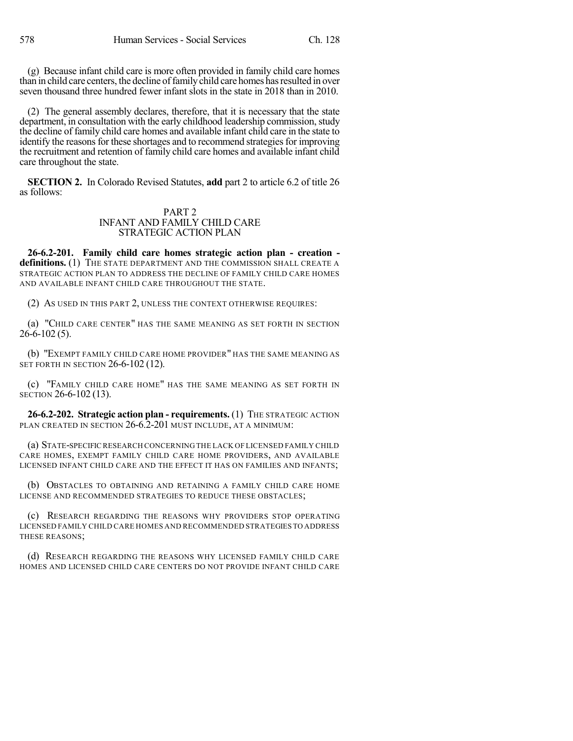(g) Because infant child care is more often provided in family child care homes than in child care centers, the decline of family child care homes has resulted in over seven thousand three hundred fewer infant slots in the state in 2018 than in 2010.

(2) The general assembly declares, therefore, that it is necessary that the state department, in consultation with the early childhood leadership commission, study the decline of family child care homes and available infant child care in the state to identify the reasons for these shortages and to recommend strategies for improving the recruitment and retention of family child care homes and available infant child care throughout the state.

**SECTION 2.** In Colorado Revised Statutes, **add** part 2 to article 6.2 of title 26 as follows:

PART 2
INFANT AND FAMILY CHILD CARE
STRATEGIC ACTION PLAN

**26-6.2-201. Family child care homes strategic action plan - creation - definitions.** (1) THE STATE DEPARTMENT AND THE COMMISSION SHALL CREATE A STRATEGIC ACTION PLAN TO ADDRESS THE DECLINE OF FAMILY CHILD CARE HOMES AND AVAILABLE INFANT CHILD CARE THROUGHOUT THE STATE.

(2) AS USED IN THIS PART 2, UNLESS THE CONTEXT OTHERWISE REQUIRES:

(a) "CHILD CARE CENTER" HAS THE SAME MEANING AS SET FORTH IN SECTION 26-6-102 (5).

(b) "EXEMPT FAMILY CHILD CARE HOME PROVIDER" HAS THE SAME MEANING AS SET FORTH IN SECTION 26-6-102 (12).

(c) "FAMILY CHILD CARE HOME" HAS THE SAME MEANING AS SET FORTH IN SECTION 26-6-102 (13).

**26-6.2-202. Strategic action plan - requirements.** (1) THE STRATEGIC ACTION PLAN CREATED IN SECTION 26-6.2-201 MUST INCLUDE, AT A MINIMUM:

(a) STATE-SPECIFIC RESEARCH CONCERNING THE LACK OF LICENSED FAMILY CHILD CARE HOMES, EXEMPT FAMILY CHILD CARE HOME PROVIDERS, AND AVAILABLE LICENSED INFANT CHILD CARE AND THE EFFECT IT HAS ON FAMILIES AND INFANTS;

(b) OBSTACLES TO OBTAINING AND RETAINING A FAMILY CHILD CARE HOME LICENSE AND RECOMMENDED STRATEGIES TO REDUCE THESE OBSTACLES;

(c) RESEARCH REGARDING THE REASONS WHY PROVIDERS STOP OPERATING LICENSED FAMILY CHILD CARE HOMES AND RECOMMENDED STRATEGIES TO ADDRESS THESE REASONS;

(d) RESEARCH REGARDING THE REASONS WHY LICENSED FAMILY CHILD CARE HOMES AND LICENSED CHILD CARE CENTERS DO NOT PROVIDE INFANT CHILD CARE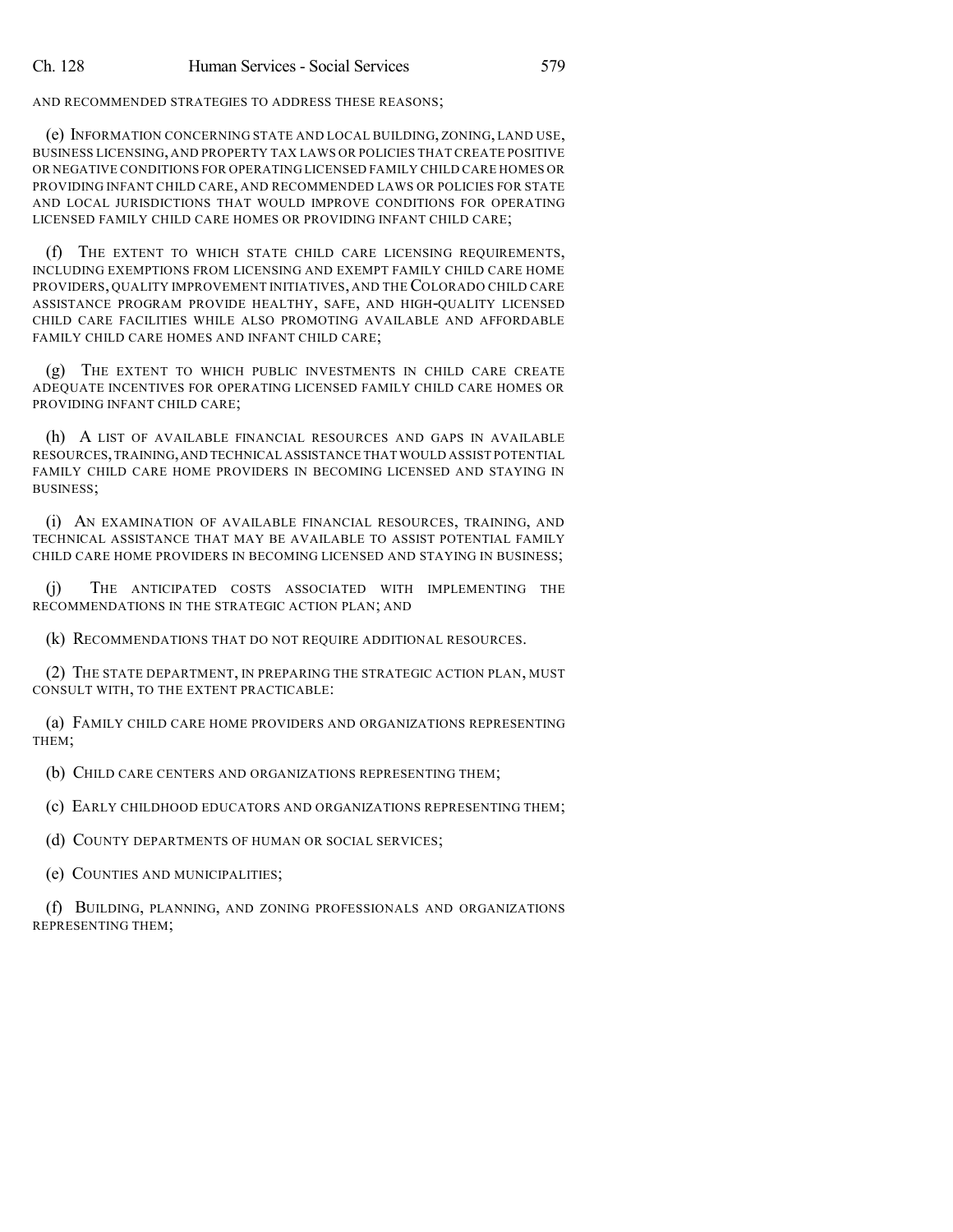AND RECOMMENDED STRATEGIES TO ADDRESS THESE REASONS;

(e) INFORMATION CONCERNING STATE AND LOCAL BUILDING, ZONING, LAND USE, BUSINESS LICENSING, AND PROPERTY TAX LAWS OR POLICIES THAT CREATE POSITIVE OR NEGATIVE CONDITIONS FOR OPERATING LICENSED FAMILY CHILD CARE HOMES OR PROVIDING INFANT CHILD CARE, AND RECOMMENDED LAWS OR POLICIES FOR STATE AND LOCAL JURISDICTIONS THAT WOULD IMPROVE CONDITIONS FOR OPERATING LICENSED FAMILY CHILD CARE HOMES OR PROVIDING INFANT CHILD CARE;

(f) THE EXTENT TO WHICH STATE CHILD CARE LICENSING REQUIREMENTS, INCLUDING EXEMPTIONS FROM LICENSING AND EXEMPT FAMILY CHILD CARE HOME PROVIDERS, QUALITY IMPROVEMENT INITIATIVES, AND THE COLORADO CHILD CARE ASSISTANCE PROGRAM PROVIDE HEALTHY, SAFE, AND HIGH-QUALITY LICENSED CHILD CARE FACILITIES WHILE ALSO PROMOTING AVAILABLE AND AFFORDABLE FAMILY CHILD CARE HOMES AND INFANT CHILD CARE;

(g) THE EXTENT TO WHICH PUBLIC INVESTMENTS IN CHILD CARE CREATE ADEQUATE INCENTIVES FOR OPERATING LICENSED FAMILY CHILD CARE HOMES OR PROVIDING INFANT CHILD CARE;

(h) A LIST OF AVAILABLE FINANCIAL RESOURCES AND GAPS IN AVAILABLE RESOURCES, TRAINING, AND TECHNICAL ASSISTANCE THAT WOULD ASSIST POTENTIAL FAMILY CHILD CARE HOME PROVIDERS IN BECOMING LICENSED AND STAYING IN BUSINESS;

(i) AN EXAMINATION OF AVAILABLE FINANCIAL RESOURCES, TRAINING, AND TECHNICAL ASSISTANCE THAT MAY BE AVAILABLE TO ASSIST POTENTIAL FAMILY CHILD CARE HOME PROVIDERS IN BECOMING LICENSED AND STAYING IN BUSINESS;

(j) THE ANTICIPATED COSTS ASSOCIATED WITH IMPLEMENTING THE RECOMMENDATIONS IN THE STRATEGIC ACTION PLAN; AND

(k) RECOMMENDATIONS THAT DO NOT REQUIRE ADDITIONAL RESOURCES.

(2) THE STATE DEPARTMENT, IN PREPARING THE STRATEGIC ACTION PLAN, MUST CONSULT WITH, TO THE EXTENT PRACTICABLE:

(a) FAMILY CHILD CARE HOME PROVIDERS AND ORGANIZATIONS REPRESENTING THEM;

(b) CHILD CARE CENTERS AND ORGANIZATIONS REPRESENTING THEM;

(c) EARLY CHILDHOOD EDUCATORS AND ORGANIZATIONS REPRESENTING THEM;

(d) COUNTY DEPARTMENTS OF HUMAN OR SOCIAL SERVICES;

(e) COUNTIES AND MUNICIPALITIES;

(f) BUILDING, PLANNING, AND ZONING PROFESSIONALS AND ORGANIZATIONS REPRESENTING THEM;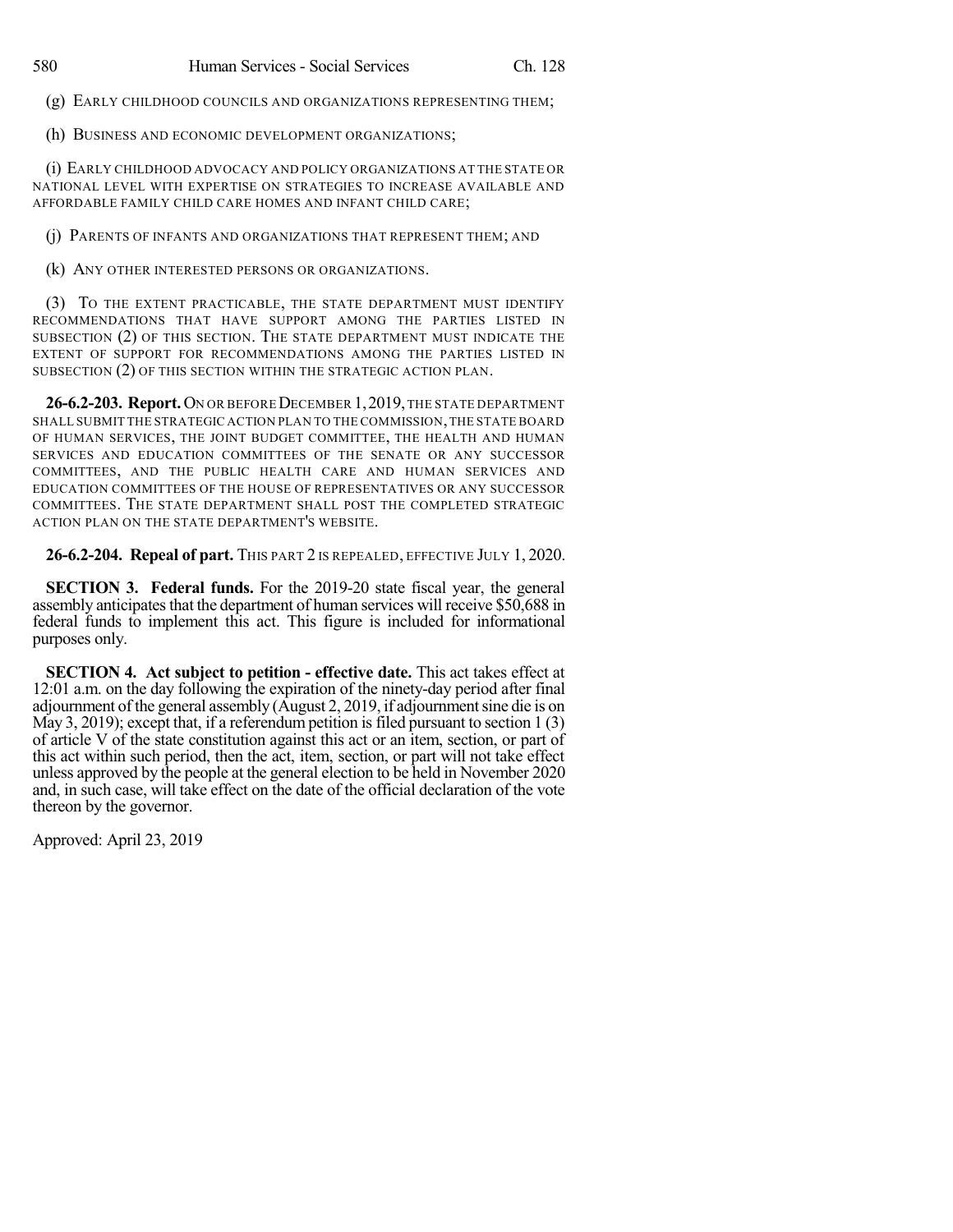(g) EARLY CHILDHOOD COUNCILS AND ORGANIZATIONS REPRESENTING THEM;

(h) BUSINESS AND ECONOMIC DEVELOPMENT ORGANIZATIONS;

(i) EARLY CHILDHOOD ADVOCACY AND POLICY ORGANIZATIONS AT THE STATE OR NATIONAL LEVEL WITH EXPERTISE ON STRATEGIES TO INCREASE AVAILABLE AND AFFORDABLE FAMILY CHILD CARE HOMES AND INFANT CHILD CARE;

(j) PARENTS OF INFANTS AND ORGANIZATIONS THAT REPRESENT THEM; AND

(k) ANY OTHER INTERESTED PERSONS OR ORGANIZATIONS.

(3) TO THE EXTENT PRACTICABLE, THE STATE DEPARTMENT MUST IDENTIFY RECOMMENDATIONS THAT HAVE SUPPORT AMONG THE PARTIES LISTED IN SUBSECTION (2) OF THIS SECTION. THE STATE DEPARTMENT MUST INDICATE THE EXTENT OF SUPPORT FOR RECOMMENDATIONS AMONG THE PARTIES LISTED IN SUBSECTION (2) OF THIS SECTION WITHIN THE STRATEGIC ACTION PLAN.

**26-6.2-203. Report.** ON OR BEFORE DECEMBER 1, 2019, THE STATE DEPARTMENT SHALL SUBMIT THE STRATEGIC ACTION PLAN TO THE COMMISSION, THE STATE BOARD OF HUMAN SERVICES, THE JOINT BUDGET COMMITTEE, THE HEALTH AND HUMAN SERVICES AND EDUCATION COMMITTEES OF THE SENATE OR ANY SUCCESSOR COMMITTEES, AND THE PUBLIC HEALTH CARE AND HUMAN SERVICES AND EDUCATION COMMITTEES OF THE HOUSE OF REPRESENTATIVES OR ANY SUCCESSOR COMMITTEES. THE STATE DEPARTMENT SHALL POST THE COMPLETED STRATEGIC ACTION PLAN ON THE STATE DEPARTMENT'S WEBSITE.

**26-6.2-204. Repeal of part.** THIS PART 2 IS REPEALED, EFFECTIVE JULY 1, 2020.

**SECTION 3. Federal funds.** For the 2019-20 state fiscal year, the general assembly anticipates that the department of human services will receive $50,688 in federal funds to implement this act. This figure is included for informational purposes only.

**SECTION 4. Act subject to petition - effective date.** This act takes effect at 12:01 a.m. on the day following the expiration of the ninety-day period after final adjournment of the general assembly (August 2, 2019, if adjournment sine die is on May 3, 2019); except that, if a referendum petition is filed pursuant to section 1 (3) of article V of the state constitution against this act or an item, section, or part of this act within such period, then the act, item, section, or part will not take effect unless approved by the people at the general election to be held in November 2020 and, in such case, will take effect on the date of the official declaration of the vote thereon by the governor.

Approved: April 23, 2019